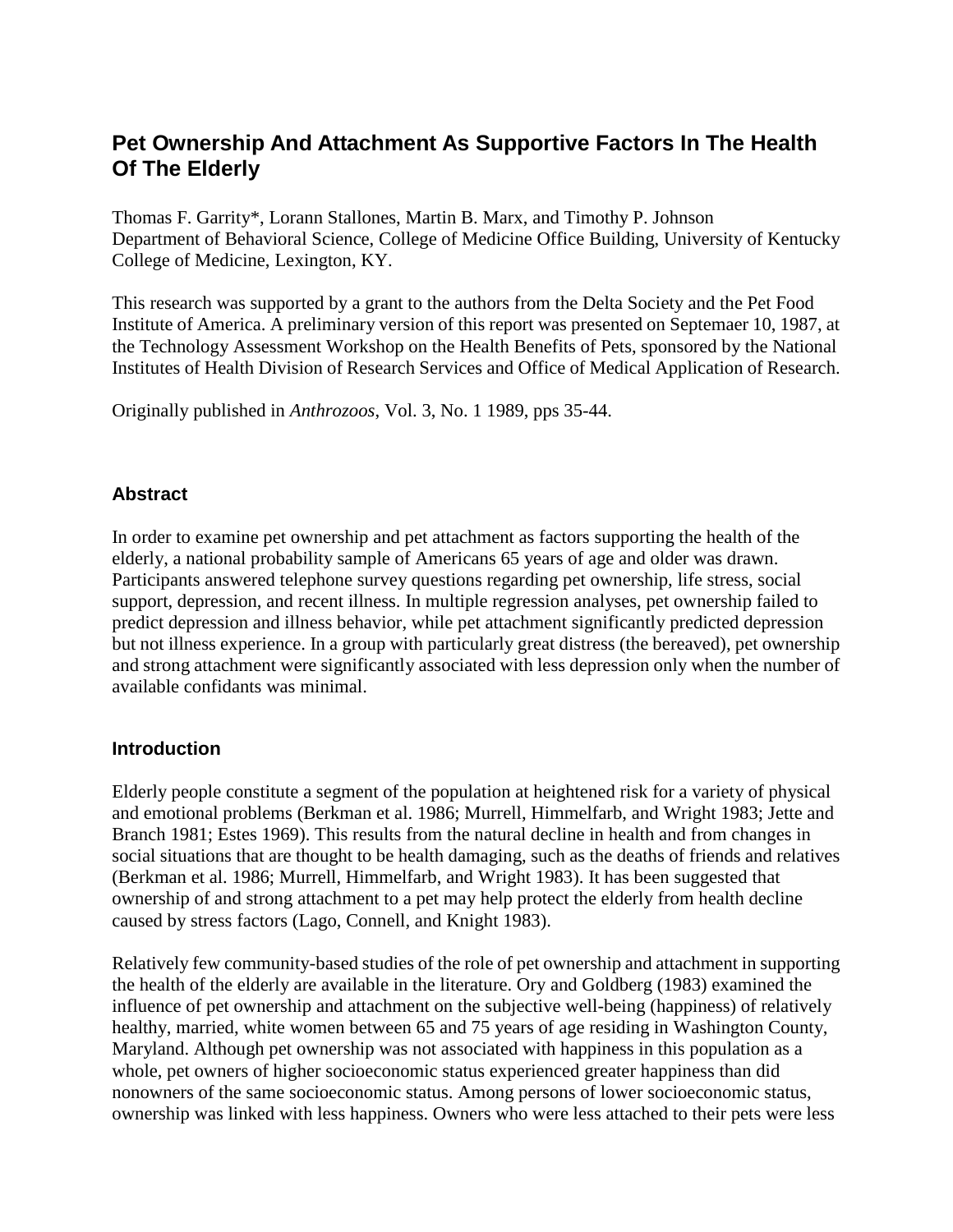# Pet Ownership And Attachment As Supportive Factors In The Health Of The Elderly

Thomas F. Garrity*, Lorann Stallones, Martin B. Marx, and Timothy P. Johnson
Department of Behavioral Science, College of Medicine Office Building, University of Kentucky College of Medicine, Lexington, KY.

This research was supported by a grant to the authors from the Delta Society and the Pet Food Institute of America. A preliminary version of this report was presented on Septemaer 10, 1987, at the Technology Assessment Workshop on the Health Benefits of Pets, sponsored by the National Institutes of Health Division of Research Services and Office of Medical Application of Research.

Originally published in *Anthrozoos*, Vol. 3, No. 1 1989, pps 35-44.

## Abstract

In order to examine pet ownership and pet attachment as factors supporting the health of the elderly, a national probability sample of Americans 65 years of age and older was drawn. Participants answered telephone survey questions regarding pet ownership, life stress, social support, depression, and recent illness. In multiple regression analyses, pet ownership failed to predict depression and illness behavior, while pet attachment significantly predicted depression but not illness experience. In a group with particularly great distress (the bereaved), pet ownership and strong attachment were significantly associated with less depression only when the number of available confidants was minimal.

## Introduction

Elderly people constitute a segment of the population at heightened risk for a variety of physical and emotional problems (Berkman et al. 1986; Murrell, Himmelfarb, and Wright 1983; Jette and Branch 1981; Estes 1969). This results from the natural decline in health and from changes in social situations that are thought to be health damaging, such as the deaths of friends and relatives (Berkman et al. 1986; Murrell, Himmelfarb, and Wright 1983). It has been suggested that ownership of and strong attachment to a pet may help protect the elderly from health decline caused by stress factors (Lago, Connell, and Knight 1983).

Relatively few community-based studies of the role of pet ownership and attachment in supporting the health of the elderly are available in the literature. Ory and Goldberg (1983) examined the influence of pet ownership and attachment on the subjective well-being (happiness) of relatively healthy, married, white women between 65 and 75 years of age residing in Washington County, Maryland. Although pet ownership was not associated with happiness in this population as a whole, pet owners of higher socioeconomic status experienced greater happiness than did nonowners of the same socioeconomic status. Among persons of lower socioeconomic status, ownership was linked with less happiness. Owners who were less attached to their pets were less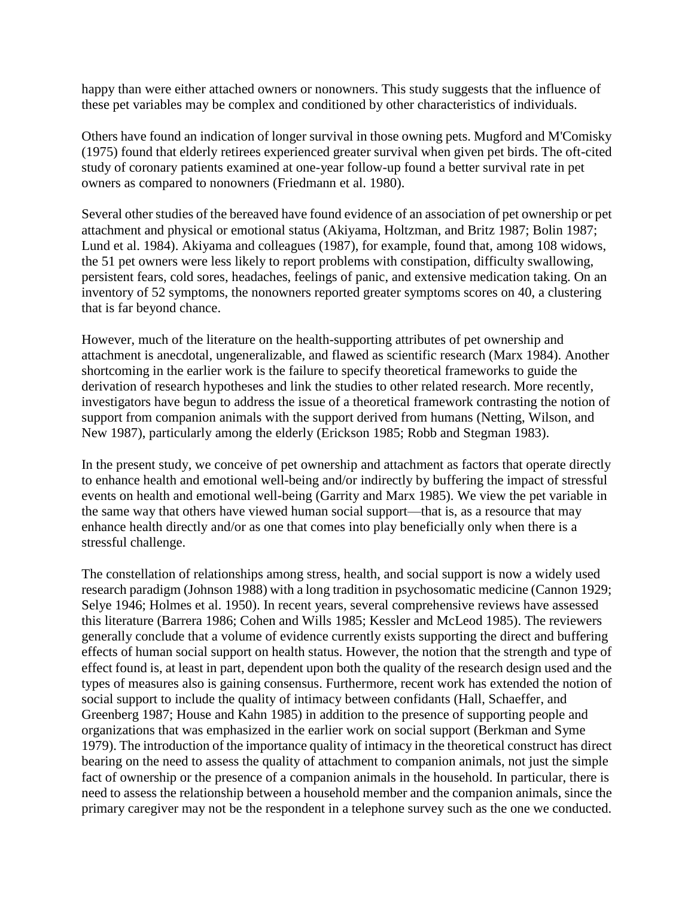happy than were either attached owners or nonowners. This study suggests that the influence of these pet variables may be complex and conditioned by other characteristics of individuals.

Others have found an indication of longer survival in those owning pets. Mugford and M'Comisky (1975) found that elderly retirees experienced greater survival when given pet birds. The oft-cited study of coronary patients examined at one-year follow-up found a better survival rate in pet owners as compared to nonowners (Friedmann et al. 1980).

Several other studies of the bereaved have found evidence of an association of pet ownership or pet attachment and physical or emotional status (Akiyama, Holtzman, and Britz 1987; Bolin 1987; Lund et al. 1984). Akiyama and colleagues (1987), for example, found that, among 108 widows, the 51 pet owners were less likely to report problems with constipation, difficulty swallowing, persistent fears, cold sores, headaches, feelings of panic, and extensive medication taking. On an inventory of 52 symptoms, the nonowners reported greater symptoms scores on 40, a clustering that is far beyond chance.

However, much of the literature on the health-supporting attributes of pet ownership and attachment is anecdotal, ungeneralizable, and flawed as scientific research (Marx 1984). Another shortcoming in the earlier work is the failure to specify theoretical frameworks to guide the derivation of research hypotheses and link the studies to other related research. More recently, investigators have begun to address the issue of a theoretical framework contrasting the notion of support from companion animals with the support derived from humans (Netting, Wilson, and New 1987), particularly among the elderly (Erickson 1985; Robb and Stegman 1983).

In the present study, we conceive of pet ownership and attachment as factors that operate directly to enhance health and emotional well-being and/or indirectly by buffering the impact of stressful events on health and emotional well-being (Garrity and Marx 1985). We view the pet variable in the same way that others have viewed human social support—that is, as a resource that may enhance health directly and/or as one that comes into play beneficially only when there is a stressful challenge.

The constellation of relationships among stress, health, and social support is now a widely used research paradigm (Johnson 1988) with a long tradition in psychosomatic medicine (Cannon 1929; Selye 1946; Holmes et al. 1950). In recent years, several comprehensive reviews have assessed this literature (Barrera 1986; Cohen and Wills 1985; Kessler and McLeod 1985). The reviewers generally conclude that a volume of evidence currently exists supporting the direct and buffering effects of human social support on health status. However, the notion that the strength and type of effect found is, at least in part, dependent upon both the quality of the research design used and the types of measures also is gaining consensus. Furthermore, recent work has extended the notion of social support to include the quality of intimacy between confidants (Hall, Schaeffer, and Greenberg 1987; House and Kahn 1985) in addition to the presence of supporting people and organizations that was emphasized in the earlier work on social support (Berkman and Syme 1979). The introduction of the importance quality of intimacy in the theoretical construct has direct bearing on the need to assess the quality of attachment to companion animals, not just the simple fact of ownership or the presence of a companion animals in the household. In particular, there is need to assess the relationship between a household member and the companion animals, since the primary caregiver may not be the respondent in a telephone survey such as the one we conducted.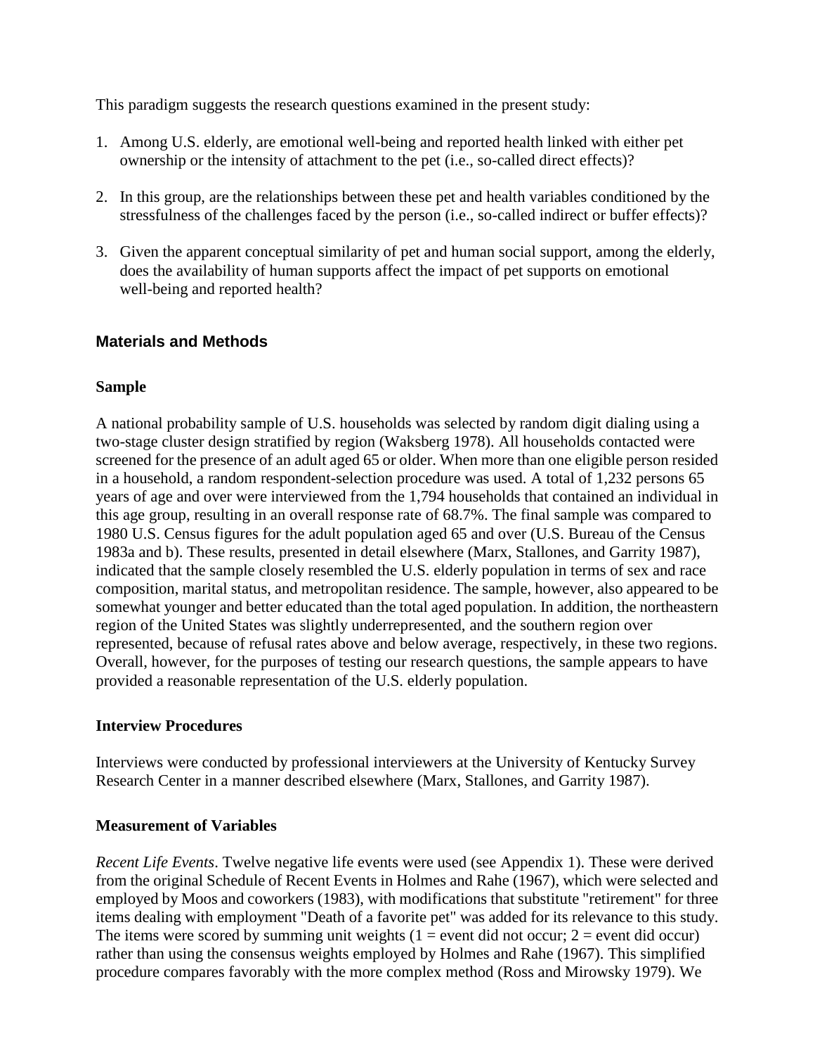This paradigm suggests the research questions examined in the present study:

1. Among U.S. elderly, are emotional well-being and reported health linked with either pet ownership or the intensity of attachment to the pet (i.e., so-called direct effects)?

2. In this group, are the relationships between these pet and health variables conditioned by the stressfulness of the challenges faced by the person (i.e., so-called indirect or buffer effects)?

3. Given the apparent conceptual similarity of pet and human social support, among the elderly, does the availability of human supports affect the impact of pet supports on emotional well-being and reported health?

## Materials and Methods

### Sample

A national probability sample of U.S. households was selected by random digit dialing using a two-stage cluster design stratified by region (Waksberg 1978). All households contacted were screened for the presence of an adult aged 65 or older. When more than one eligible person resided in a household, a random respondent-selection procedure was used. A total of 1,232 persons 65 years of age and over were interviewed from the 1,794 households that contained an individual in this age group, resulting in an overall response rate of 68.7%. The final sample was compared to 1980 U.S. Census figures for the adult population aged 65 and over (U.S. Bureau of the Census 1983a and b). These results, presented in detail elsewhere (Marx, Stallones, and Garrity 1987), indicated that the sample closely resembled the U.S. elderly population in terms of sex and race composition, marital status, and metropolitan residence. The sample, however, also appeared to be somewhat younger and better educated than the total aged population. In addition, the northeastern region of the United States was slightly underrepresented, and the southern region over represented, because of refusal rates above and below average, respectively, in these two regions. Overall, however, for the purposes of testing our research questions, the sample appears to have provided a reasonable representation of the U.S. elderly population.

### Interview Procedures

Interviews were conducted by professional interviewers at the University of Kentucky Survey Research Center in a manner described elsewhere (Marx, Stallones, and Garrity 1987).

### Measurement of Variables

*Recent Life Events*. Twelve negative life events were used (see Appendix 1). These were derived from the original Schedule of Recent Events in Holmes and Rahe (1967), which were selected and employed by Moos and coworkers (1983), with modifications that substitute "retirement" for three items dealing with employment "Death of a favorite pet" was added for its relevance to this study. The items were scored by summing unit weights (1 = event did not occur; 2 = event did occur) rather than using the consensus weights employed by Holmes and Rahe (1967). This simplified procedure compares favorably with the more complex method (Ross and Mirowsky 1979). We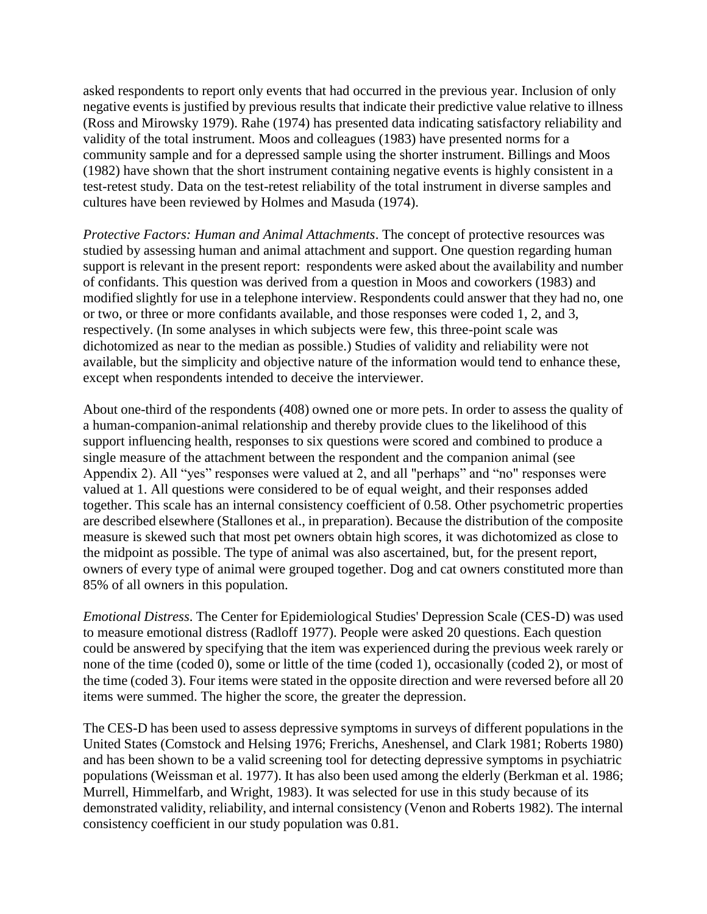asked respondents to report only events that had occurred in the previous year. Inclusion of only negative events is justified by previous results that indicate their predictive value relative to illness (Ross and Mirowsky 1979). Rahe (1974) has presented data indicating satisfactory reliability and validity of the total instrument. Moos and colleagues (1983) have presented norms for a community sample and for a depressed sample using the shorter instrument. Billings and Moos (1982) have shown that the short instrument containing negative events is highly consistent in a test-retest study. Data on the test-retest reliability of the total instrument in diverse samples and cultures have been reviewed by Holmes and Masuda (1974).

*Protective Factors: Human and Animal Attachments*. The concept of protective resources was studied by assessing human and animal attachment and support. One question regarding human support is relevant in the present report: respondents were asked about the availability and number of confidants. This question was derived from a question in Moos and coworkers (1983) and modified slightly for use in a telephone interview. Respondents could answer that they had no, one or two, or three or more confidants available, and those responses were coded 1, 2, and 3, respectively. (In some analyses in which subjects were few, this three-point scale was dichotomized as near to the median as possible.) Studies of validity and reliability were not available, but the simplicity and objective nature of the information would tend to enhance these, except when respondents intended to deceive the interviewer.

About one-third of the respondents (408) owned one or more pets. In order to assess the quality of a human-companion-animal relationship and thereby provide clues to the likelihood of this support influencing health, responses to six questions were scored and combined to produce a single measure of the attachment between the respondent and the companion animal (see Appendix 2). All "yes" responses were valued at 2, and all "perhaps" and "no" responses were valued at 1. All questions were considered to be of equal weight, and their responses added together. This scale has an internal consistency coefficient of 0.58. Other psychometric properties are described elsewhere (Stallones et al., in preparation). Because the distribution of the composite measure is skewed such that most pet owners obtain high scores, it was dichotomized as close to the midpoint as possible. The type of animal was also ascertained, but, for the present report, owners of every type of animal were grouped together. Dog and cat owners constituted more than 85% of all owners in this population.

*Emotional Distress*. The Center for Epidemiological Studies' Depression Scale (CES-D) was used to measure emotional distress (Radloff 1977). People were asked 20 questions. Each question could be answered by specifying that the item was experienced during the previous week rarely or none of the time (coded 0), some or little of the time (coded 1), occasionally (coded 2), or most of the time (coded 3). Four items were stated in the opposite direction and were reversed before all 20 items were summed. The higher the score, the greater the depression.

The CES-D has been used to assess depressive symptoms in surveys of different populations in the United States (Comstock and Helsing 1976; Frerichs, Aneshensel, and Clark 1981; Roberts 1980) and has been shown to be a valid screening tool for detecting depressive symptoms in psychiatric populations (Weissman et al. 1977). It has also been used among the elderly (Berkman et al. 1986; Murrell, Himmelfarb, and Wright, 1983). It was selected for use in this study because of its demonstrated validity, reliability, and internal consistency (Venon and Roberts 1982). The internal consistency coefficient in our study population was 0.81.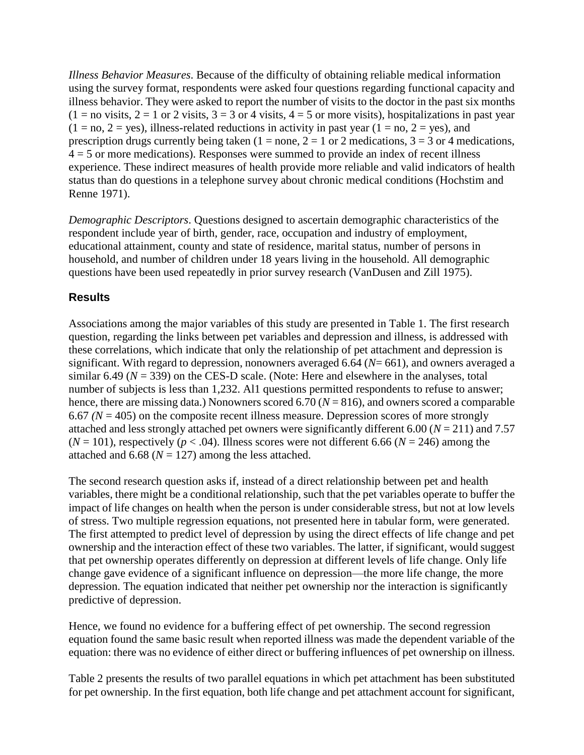*Illness Behavior Measures*. Because of the difficulty of obtaining reliable medical information using the survey format, respondents were asked four questions regarding functional capacity and illness behavior. They were asked to report the number of visits to the doctor in the past six months (1 = no visits, 2 = 1 or 2 visits, 3 = 3 or 4 visits, 4 = 5 or more visits), hospitalizations in past year (1 = no, 2 = yes), illness-related reductions in activity in past year (1 = no, 2 = yes), and prescription drugs currently being taken (1 = none, 2 = 1 or 2 medications, 3 = 3 or 4 medications, 4 = 5 or more medications). Responses were summed to provide an index of recent illness experience. These indirect measures of health provide more reliable and valid indicators of health status than do questions in a telephone survey about chronic medical conditions (Hochstim and Renne 1971).

*Demographic Descriptors*. Questions designed to ascertain demographic characteristics of the respondent include year of birth, gender, race, occupation and industry of employment, educational attainment, county and state of residence, marital status, number of persons in household, and number of children under 18 years living in the household. All demographic questions have been used repeatedly in prior survey research (VanDusen and Zill 1975).

## Results

Associations among the major variables of this study are presented in Table 1. The first research question, regarding the links between pet variables and depression and illness, is addressed with these correlations, which indicate that only the relationship of pet attachment and depression is significant. With regard to depression, nonowners averaged 6.64 ($N$= 661), and owners averaged a similar 6.49 ($N$ = 339) on the CES-D scale. (Note: Here and elsewhere in the analyses, total number of subjects is less than 1,232. Al1 questions permitted respondents to refuse to answer; hence, there are missing data.) Nonowners scored 6.70 ($N$ = 816), and owners scored a comparable 6.67 ($N$ = 405) on the composite recent illness measure. Depression scores of more strongly attached and less strongly attached pet owners were significantly different 6.00 ($N$ = 211) and 7.57 ($N$ = 101), respectively ($p < .04$). Illness scores were not different 6.66 ($N$ = 246) among the attached and 6.68 ($N$ = 127) among the less attached.

The second research question asks if, instead of a direct relationship between pet and health variables, there might be a conditional relationship, such that the pet variables operate to buffer the impact of life changes on health when the person is under considerable stress, but not at low levels of stress. Two multiple regression equations, not presented here in tabular form, were generated. The first attempted to predict level of depression by using the direct effects of life change and pet ownership and the interaction effect of these two variables. The latter, if significant, would suggest that pet ownership operates differently on depression at different levels of life change. Only life change gave evidence of a significant influence on depression—the more life change, the more depression. The equation indicated that neither pet ownership nor the interaction is significantly predictive of depression.

Hence, we found no evidence for a buffering effect of pet ownership. The second regression equation found the same basic result when reported illness was made the dependent variable of the equation: there was no evidence of either direct or buffering influences of pet ownership on illness.

Table 2 presents the results of two parallel equations in which pet attachment has been substituted for pet ownership. In the first equation, both life change and pet attachment account for significant,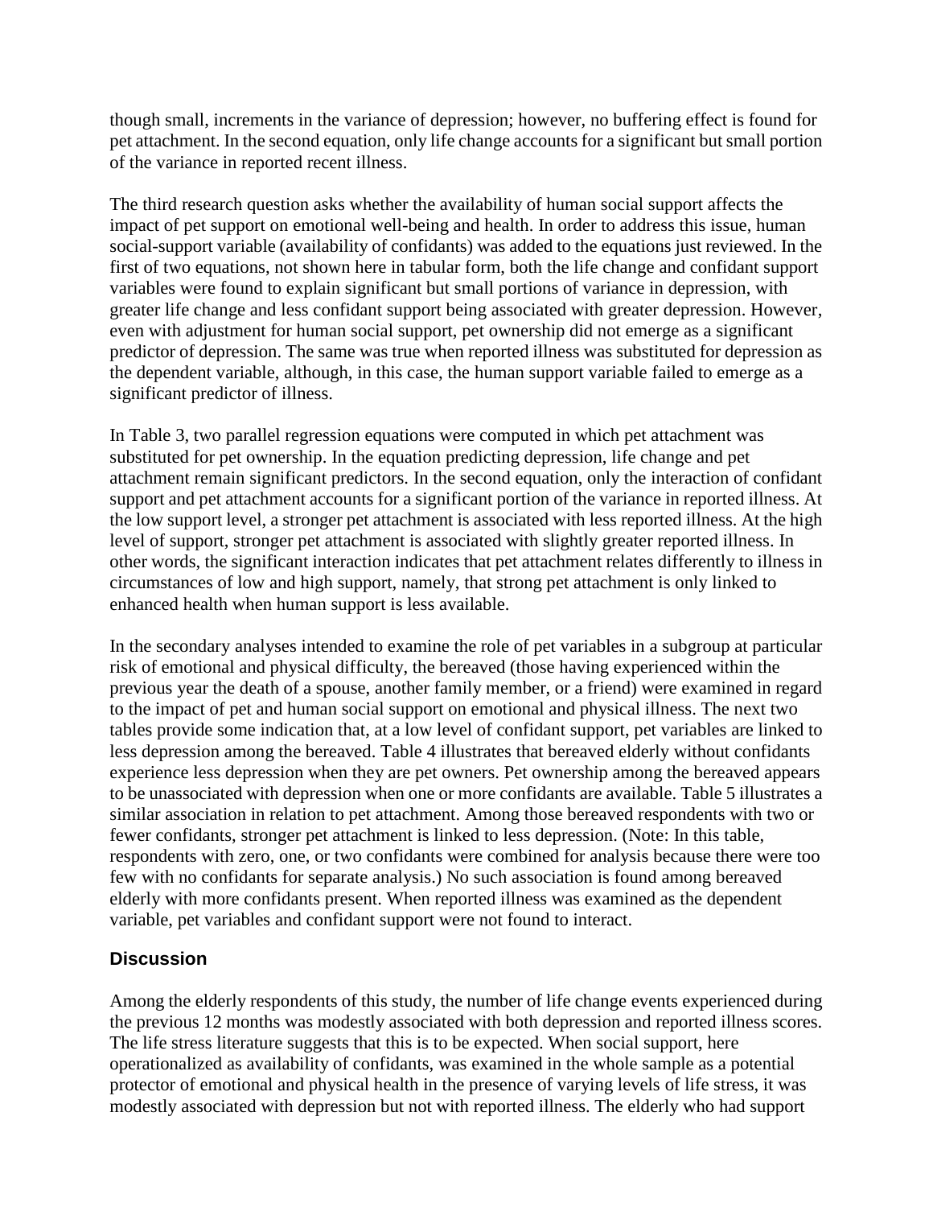though small, increments in the variance of depression; however, no buffering effect is found for pet attachment. In the second equation, only life change accounts for a significant but small portion of the variance in reported recent illness.

The third research question asks whether the availability of human social support affects the impact of pet support on emotional well-being and health. In order to address this issue, human social-support variable (availability of confidants) was added to the equations just reviewed. In the first of two equations, not shown here in tabular form, both the life change and confidant support variables were found to explain significant but small portions of variance in depression, with greater life change and less confidant support being associated with greater depression. However, even with adjustment for human social support, pet ownership did not emerge as a significant predictor of depression. The same was true when reported illness was substituted for depression as the dependent variable, although, in this case, the human support variable failed to emerge as a significant predictor of illness.

In Table 3, two parallel regression equations were computed in which pet attachment was substituted for pet ownership. In the equation predicting depression, life change and pet attachment remain significant predictors. In the second equation, only the interaction of confidant support and pet attachment accounts for a significant portion of the variance in reported illness. At the low support level, a stronger pet attachment is associated with less reported illness. At the high level of support, stronger pet attachment is associated with slightly greater reported illness. In other words, the significant interaction indicates that pet attachment relates differently to illness in circumstances of low and high support, namely, that strong pet attachment is only linked to enhanced health when human support is less available.

In the secondary analyses intended to examine the role of pet variables in a subgroup at particular risk of emotional and physical difficulty, the bereaved (those having experienced within the previous year the death of a spouse, another family member, or a friend) were examined in regard to the impact of pet and human social support on emotional and physical illness. The next two tables provide some indication that, at a low level of confidant support, pet variables are linked to less depression among the bereaved. Table 4 illustrates that bereaved elderly without confidants experience less depression when they are pet owners. Pet ownership among the bereaved appears to be unassociated with depression when one or more confidants are available. Table 5 illustrates a similar association in relation to pet attachment. Among those bereaved respondents with two or fewer confidants, stronger pet attachment is linked to less depression. (Note: In this table, respondents with zero, one, or two confidants were combined for analysis because there were too few with no confidants for separate analysis.) No such association is found among bereaved elderly with more confidants present. When reported illness was examined as the dependent variable, pet variables and confidant support were not found to interact.

## Discussion

Among the elderly respondents of this study, the number of life change events experienced during the previous 12 months was modestly associated with both depression and reported illness scores. The life stress literature suggests that this is to be expected. When social support, here operationalized as availability of confidants, was examined in the whole sample as a potential protector of emotional and physical health in the presence of varying levels of life stress, it was modestly associated with depression but not with reported illness. The elderly who had support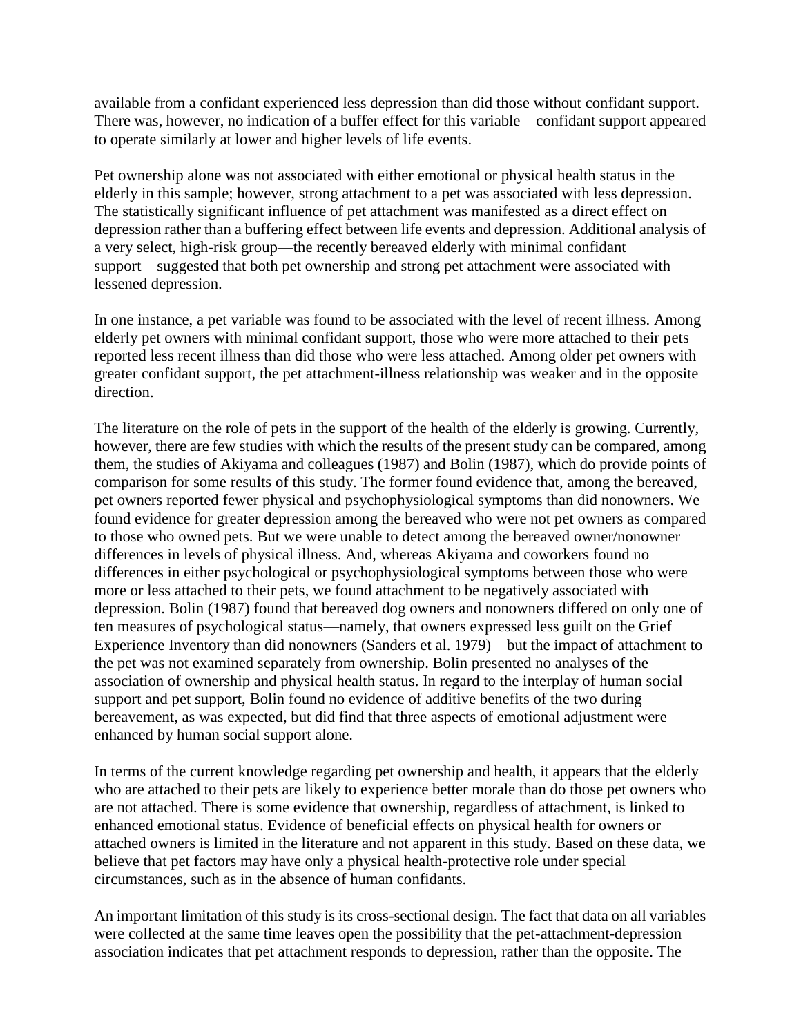available from a confidant experienced less depression than did those without confidant support. There was, however, no indication of a buffer effect for this variable—confidant support appeared to operate similarly at lower and higher levels of life events.

Pet ownership alone was not associated with either emotional or physical health status in the elderly in this sample; however, strong attachment to a pet was associated with less depression. The statistically significant influence of pet attachment was manifested as a direct effect on depression rather than a buffering effect between life events and depression. Additional analysis of a very select, high-risk group—the recently bereaved elderly with minimal confidant support—suggested that both pet ownership and strong pet attachment were associated with lessened depression.

In one instance, a pet variable was found to be associated with the level of recent illness. Among elderly pet owners with minimal confidant support, those who were more attached to their pets reported less recent illness than did those who were less attached. Among older pet owners with greater confidant support, the pet attachment-illness relationship was weaker and in the opposite direction.

The literature on the role of pets in the support of the health of the elderly is growing. Currently, however, there are few studies with which the results of the present study can be compared, among them, the studies of Akiyama and colleagues (1987) and Bolin (1987), which do provide points of comparison for some results of this study. The former found evidence that, among the bereaved, pet owners reported fewer physical and psychophysiological symptoms than did nonowners. We found evidence for greater depression among the bereaved who were not pet owners as compared to those who owned pets. But we were unable to detect among the bereaved owner/nonowner differences in levels of physical illness. And, whereas Akiyama and coworkers found no differences in either psychological or psychophysiological symptoms between those who were more or less attached to their pets, we found attachment to be negatively associated with depression. Bolin (1987) found that bereaved dog owners and nonowners differed on only one of ten measures of psychological status—namely, that owners expressed less guilt on the Grief Experience Inventory than did nonowners (Sanders et al. 1979)—but the impact of attachment to the pet was not examined separately from ownership. Bolin presented no analyses of the association of ownership and physical health status. In regard to the interplay of human social support and pet support, Bolin found no evidence of additive benefits of the two during bereavement, as was expected, but did find that three aspects of emotional adjustment were enhanced by human social support alone.

In terms of the current knowledge regarding pet ownership and health, it appears that the elderly who are attached to their pets are likely to experience better morale than do those pet owners who are not attached. There is some evidence that ownership, regardless of attachment, is linked to enhanced emotional status. Evidence of beneficial effects on physical health for owners or attached owners is limited in the literature and not apparent in this study. Based on these data, we believe that pet factors may have only a physical health-protective role under special circumstances, such as in the absence of human confidants.

An important limitation of this study is its cross-sectional design. The fact that data on all variables were collected at the same time leaves open the possibility that the pet-attachment-depression association indicates that pet attachment responds to depression, rather than the opposite. The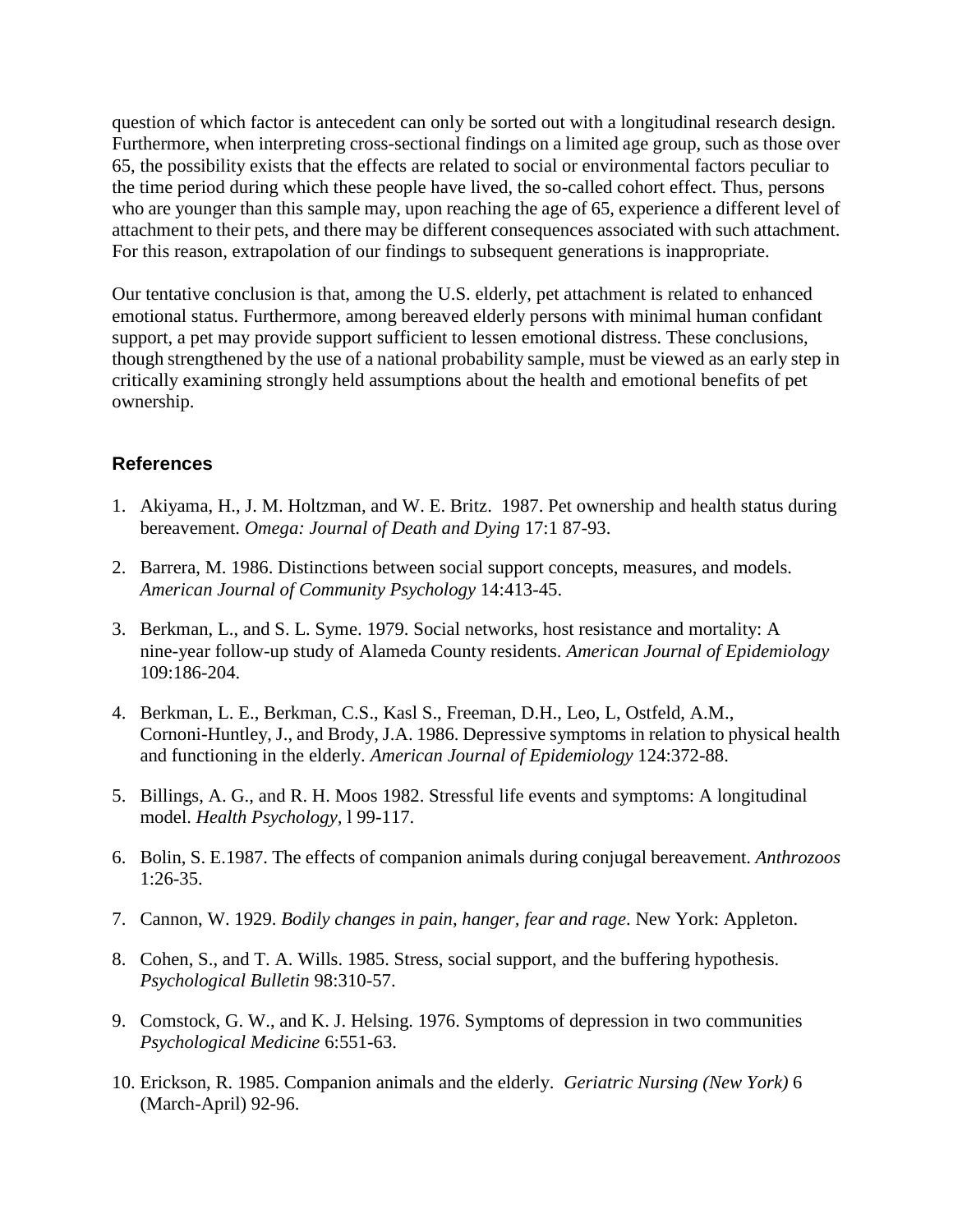question of which factor is antecedent can only be sorted out with a longitudinal research design. Furthermore, when interpreting cross-sectional findings on a limited age group, such as those over 65, the possibility exists that the effects are related to social or environmental factors peculiar to the time period during which these people have lived, the so-called cohort effect. Thus, persons who are younger than this sample may, upon reaching the age of 65, experience a different level of attachment to their pets, and there may be different consequences associated with such attachment. For this reason, extrapolation of our findings to subsequent generations is inappropriate.

Our tentative conclusion is that, among the U.S. elderly, pet attachment is related to enhanced emotional status. Furthermore, among bereaved elderly persons with minimal human confidant support, a pet may provide support sufficient to lessen emotional distress. These conclusions, though strengthened by the use of a national probability sample, must be viewed as an early step in critically examining strongly held assumptions about the health and emotional benefits of pet ownership.

### References

1. Akiyama, H., J. M. Holtzman, and W. E. Britz. 1987. Pet ownership and health status during bereavement. *Omega: Journal of Death and Dying* 17:1 87-93.

2. Barrera, M. 1986. Distinctions between social support concepts, measures, and models. *American Journal of Community Psychology* 14:413-45.

3. Berkman, L., and S. L. Syme. 1979. Social networks, host resistance and mortality: A nine-year follow-up study of Alameda County residents. *American Journal of Epidemiology* 109:186-204.

4. Berkman, L. E., Berkman, C.S., Kasl S., Freeman, D.H., Leo, L, Ostfeld, A.M., Cornoni-Huntley, J., and Brody, J.A. 1986. Depressive symptoms in relation to physical health and functioning in the elderly. *American Journal of Epidemiology* 124:372-88.

5. Billings, A. G., and R. H. Moos 1982. Stressful life events and symptoms: A longitudinal model. *Health Psychology*, l 99-117.

6. Bolin, S. E.1987. The effects of companion animals during conjugal bereavement. *Anthrozoos* 1:26-35.

7. Cannon, W. 1929. *Bodily changes in pain, hanger, fear and rage*. New York: Appleton.

8. Cohen, S., and T. A. Wills. 1985. Stress, social support, and the buffering hypothesis. *Psychological Bulletin* 98:310-57.

9. Comstock, G. W., and K. J. Helsing. 1976. Symptoms of depression in two communities *Psychological Medicine* 6:551-63.

10. Erickson, R. 1985. Companion animals and the elderly. *Geriatric Nursing (New York)* 6 (March-April) 92-96.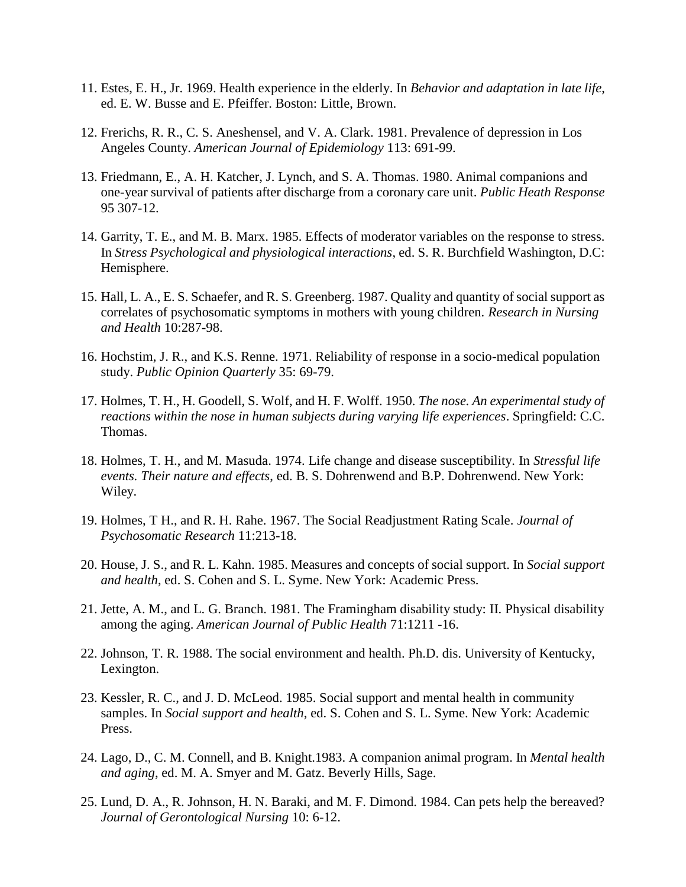11. Estes, E. H., Jr. 1969. Health experience in the elderly. In *Behavior and adaptation in late life*, ed. E. W. Busse and E. Pfeiffer. Boston: Little, Brown.

12. Frerichs, R. R., C. S. Aneshensel, and V. A. Clark. 1981. Prevalence of depression in Los Angeles County. *American Journal of Epidemiology* 113: 691-99.

13. Friedmann, E., A. H. Katcher, J. Lynch, and S. A. Thomas. 1980. Animal companions and one-year survival of patients after discharge from a coronary care unit. *Public Heath Response* 95 307-12.

14. Garrity, T. E., and M. B. Marx. 1985. Effects of moderator variables on the response to stress. In *Stress Psychological and physiological interactions*, ed. S. R. Burchfield Washington, D.C: Hemisphere.

15. Hall, L. A., E. S. Schaefer, and R. S. Greenberg. 1987. Quality and quantity of social support as correlates of psychosomatic symptoms in mothers with young children. *Research in Nursing and Health* 10:287-98.

16. Hochstim, J. R., and K.S. Renne. 1971. Reliability of response in a socio-medical population study. *Public Opinion Quarterly* 35: 69-79.

17. Holmes, T. H., H. Goodell, S. Wolf, and H. F. Wolff. 1950. *The nose. An experimental study of reactions within the nose in human subjects during varying life experiences*. Springfield: C.C. Thomas.

18. Holmes, T. H., and M. Masuda. 1974. Life change and disease susceptibility. In *Stressful life events. Their nature and effects*, ed. B. S. Dohrenwend and B.P. Dohrenwend. New York: Wiley.

19. Holmes, T H., and R. H. Rahe. 1967. The Social Readjustment Rating Scale. *Journal of Psychosomatic Research* 11:213-18.

20. House, J. S., and R. L. Kahn. 1985. Measures and concepts of social support. In *Social support and health*, ed. S. Cohen and S. L. Syme. New York: Academic Press.

21. Jette, A. M., and L. G. Branch. 1981. The Framingham disability study: II. Physical disability among the aging. *American Journal of Public Health* 71:1211 -16.

22. Johnson, T. R. 1988. The social environment and health. Ph.D. dis. University of Kentucky, Lexington.

23. Kessler, R. C., and J. D. McLeod. 1985. Social support and mental health in community samples. In *Social support and health*, ed. S. Cohen and S. L. Syme. New York: Academic Press.

24. Lago, D., C. M. Connell, and B. Knight.1983. A companion animal program. In *Mental health and aging*, ed. M. A. Smyer and M. Gatz. Beverly Hills, Sage.

25. Lund, D. A., R. Johnson, H. N. Baraki, and M. F. Dimond. 1984. Can pets help the bereaved? *Journal of Gerontological Nursing* 10: 6-12.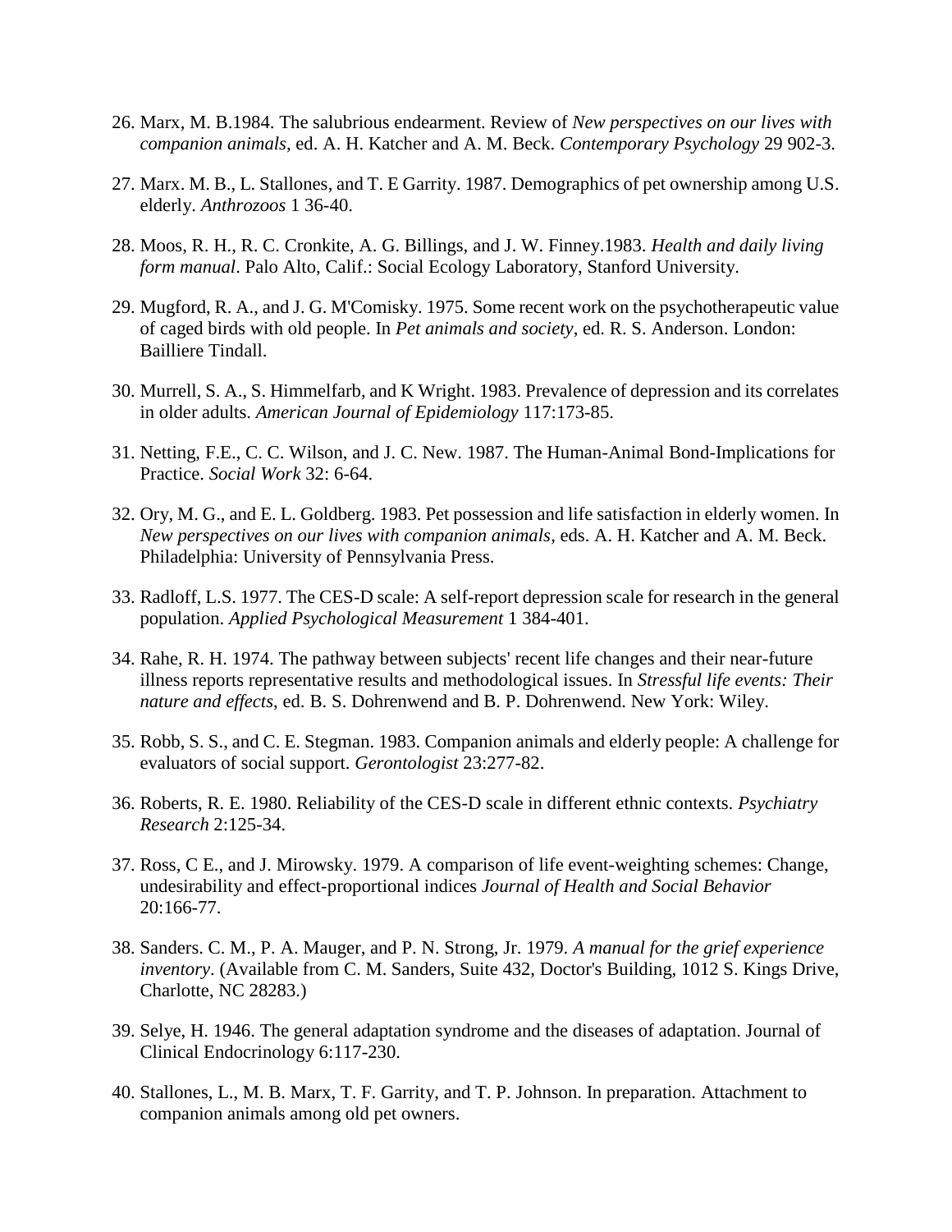26. Marx, M. B.1984. The salubrious endearment. Review of *New perspectives on our lives with companion animals,* ed. A. H. Katcher and A. M. Beck. *Contemporary Psychology* 29 902-3.

27. Marx. M. B., L. Stallones, and T. E Garrity. 1987. Demographics of pet ownership among U.S. elderly. *Anthrozoos* 1 36-40.

28. Moos, R. H., R. C. Cronkite, A. G. Billings, and J. W. Finney.1983. *Health and daily living form manual*. Palo Alto, Calif.: Social Ecology Laboratory, Stanford University.

29. Mugford, R. A., and J. G. M'Comisky. 1975. Some recent work on the psychotherapeutic value of caged birds with old people. In *Pet animals and society,* ed. R. S. Anderson. London: Bailliere Tindall.

30. Murrell, S. A., S. Himmelfarb, and K Wright. 1983. Prevalence of depression and its correlates in older adults. *American Journal of Epidemiology* 117:173-85.

31. Netting, F.E., C. C. Wilson, and J. C. New. 1987. The Human-Animal Bond-Implications for Practice. *Social Work* 32: 6-64.

32. Ory, M. G., and E. L. Goldberg. 1983. Pet possession and life satisfaction in elderly women. In *New perspectives on our lives with companion animals,* eds. A. H. Katcher and A. M. Beck. Philadelphia: University of Pennsylvania Press.

33. Radloff, L.S. 1977. The CES-D scale: A self-report depression scale for research in the general population. *Applied Psychological Measurement* 1 384-401.

34. Rahe, R. H. 1974. The pathway between subjects' recent life changes and their near-future illness reports representative results and methodological issues. In *Stressful life events: Their nature and effects,* ed. B. S. Dohrenwend and B. P. Dohrenwend. New York: Wiley.

35. Robb, S. S., and C. E. Stegman. 1983. Companion animals and elderly people: A challenge for evaluators of social support. *Gerontologist* 23:277-82.

36. Roberts, R. E. 1980. Reliability of the CES-D scale in different ethnic contexts. *Psychiatry Research* 2:125-34.

37. Ross, C E., and J. Mirowsky. 1979. A comparison of life event-weighting schemes: Change, undesirability and effect-proportional indices *Journal of Health and Social Behavior* 20:166-77.

38. Sanders. C. M., P. A. Mauger, and P. N. Strong, Jr. 1979. *A manual for the grief experience inventory*. (Available from C. M. Sanders, Suite 432, Doctor's Building, 1012 S. Kings Drive, Charlotte, NC 28283.)

39. Selye, H. 1946. The general adaptation syndrome and the diseases of adaptation. Journal of Clinical Endocrinology 6:117-230.

40. Stallones, L., M. B. Marx, T. F. Garrity, and T. P. Johnson. In preparation. Attachment to companion animals among old pet owners.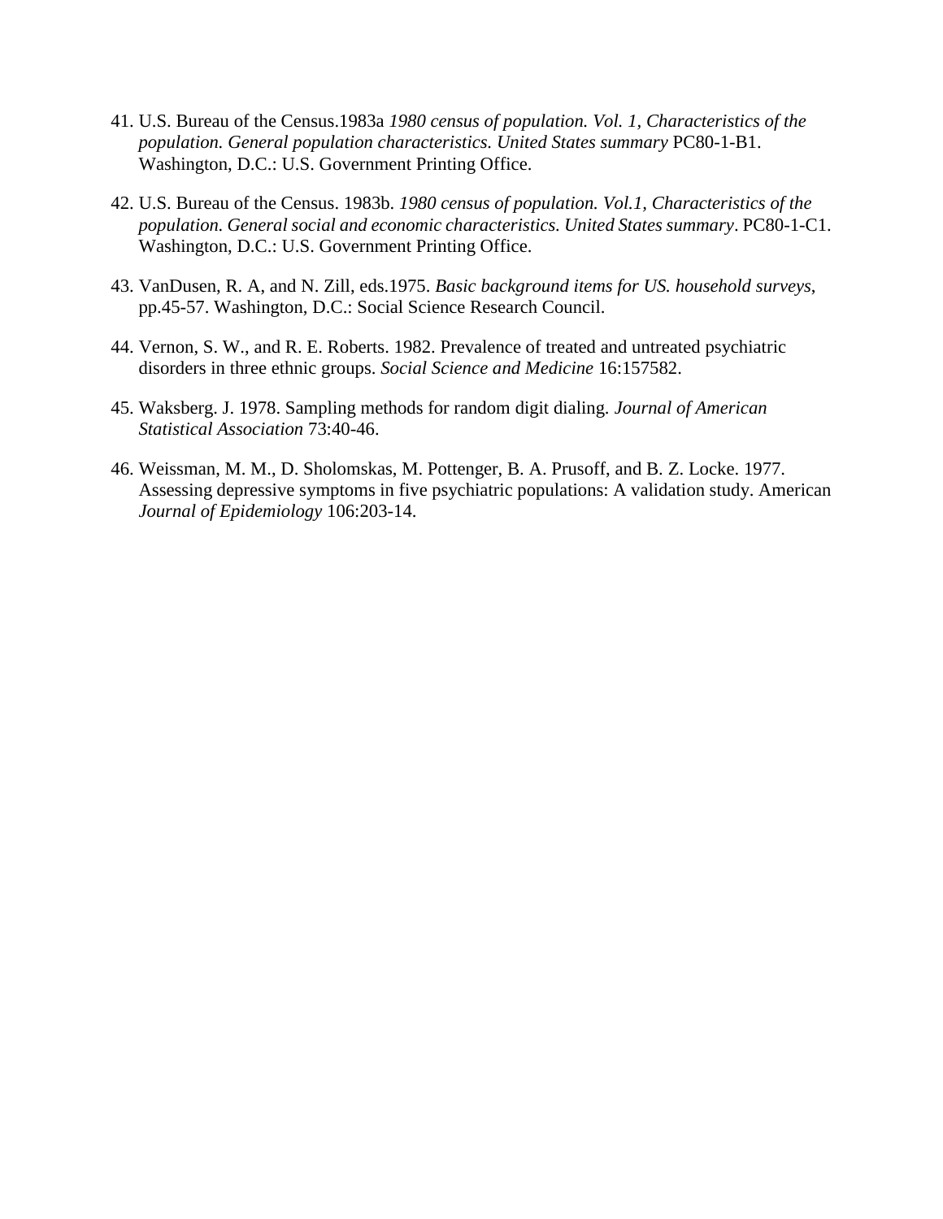41. U.S. Bureau of the Census.1983a *1980 census of population. Vol. 1, Characteristics of the population. General population characteristics. United States summary* PC80-1-B1. Washington, D.C.: U.S. Government Printing Office.

42. U.S. Bureau of the Census. 1983b. *1980 census of population. Vol.1, Characteristics of the population. General social and economic characteristics. United States summary*. PC80-1-C1. Washington, D.C.: U.S. Government Printing Office.

43. VanDusen, R. A, and N. Zill, eds.1975. *Basic background items for US. household surveys*, pp.45-57. Washington, D.C.: Social Science Research Council.

44. Vernon, S. W., and R. E. Roberts. 1982. Prevalence of treated and untreated psychiatric disorders in three ethnic groups. *Social Science and Medicine* 16:157582.

45. Waksberg. J. 1978. Sampling methods for random digit dialing. *Journal of American Statistical Association* 73:40-46.

46. Weissman, M. M., D. Sholomskas, M. Pottenger, B. A. Prusoff, and B. Z. Locke. 1977. Assessing depressive symptoms in five psychiatric populations: A validation study. American *Journal of Epidemiology* 106:203-14.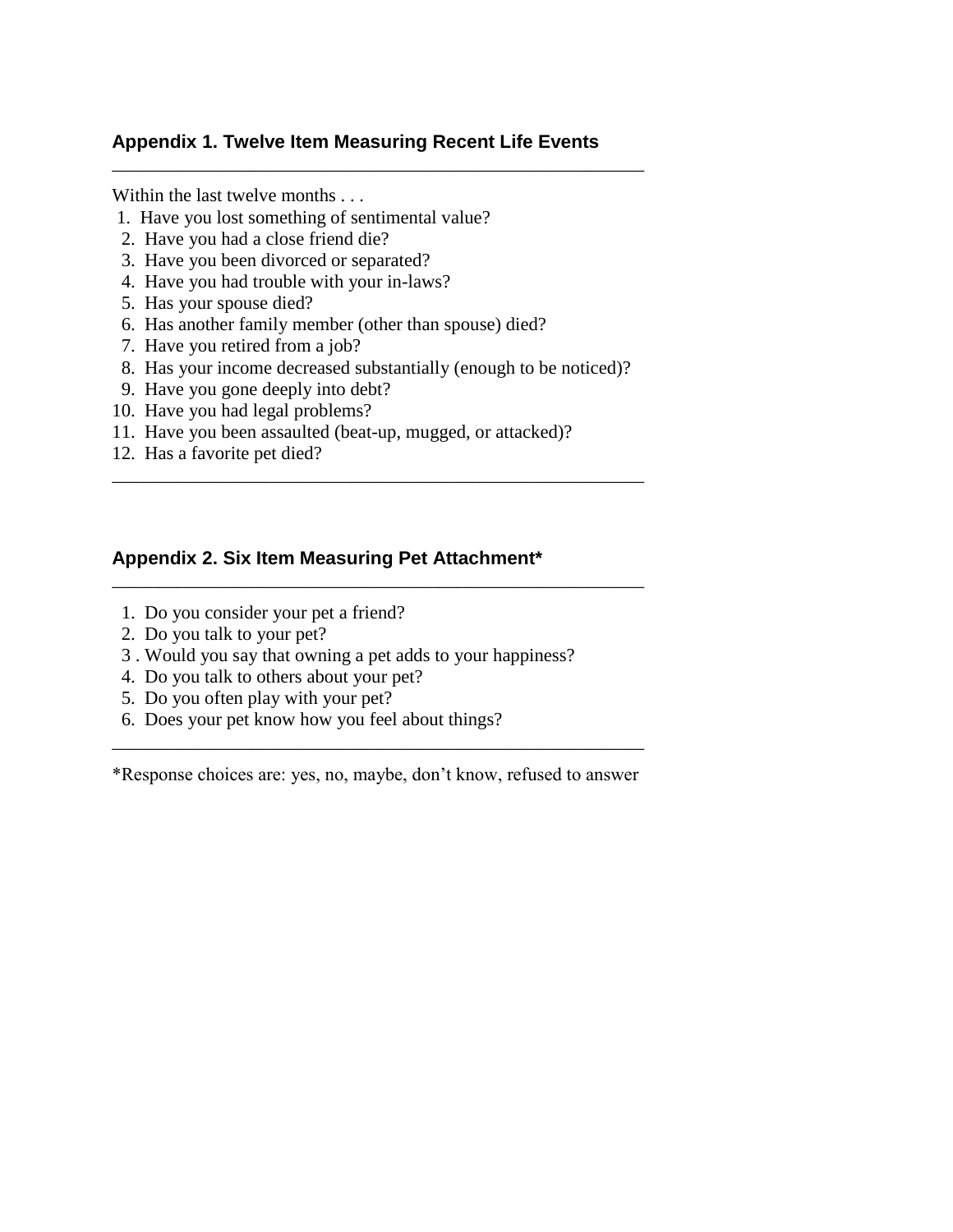### Appendix 1. Twelve Item Measuring Recent Life Events

---

Within the last twelve months . . .

1. Have you lost something of sentimental value?
2. Have you had a close friend die?
3. Have you been divorced or separated?
4. Have you had trouble with your in-laws?
5. Has your spouse died?
6. Has another family member (other than spouse) died?
7. Have you retired from a job?
8. Has your income decreased substantially (enough to be noticed)?
9. Have you gone deeply into debt?
10. Have you had legal problems?
11. Have you been assaulted (beat-up, mugged, or attacked)?
12. Has a favorite pet died?

---

### Appendix 2. Six Item Measuring Pet Attachment*

---

1. Do you consider your pet a friend?
2. Do you talk to your pet?
3. Would you say that owning a pet adds to your happiness?
4. Do you talk to others about your pet?
5. Do you often play with your pet?
6. Does your pet know how you feel about things?

---

*Response choices are: yes, no, maybe, don't know, refused to answer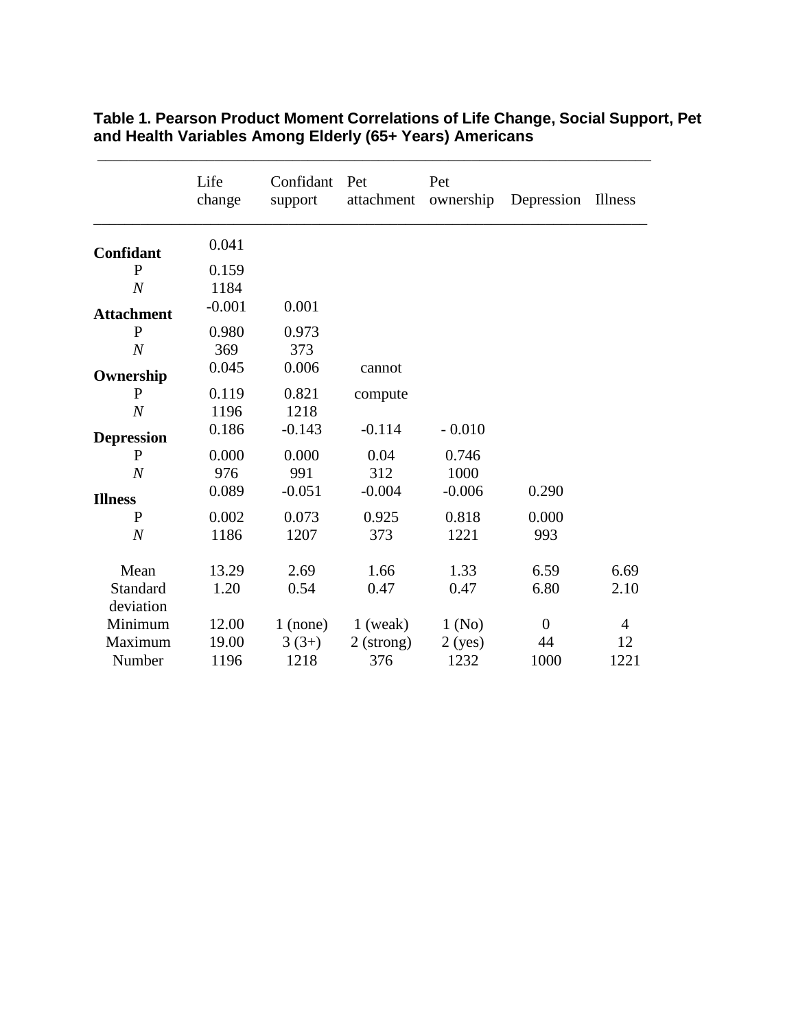**Table 1. Pearson Product Moment Correlations of Life Change, Social Support, Pet and Health Variables Among Elderly (65+ Years) Americans**

| | Life change | Confidant support | Pet attachment | Pet ownership | Depression | Illness |
|---|---|---|---|---|---|---|
| **Confidant** | 0.041 | | | | | |
| P | 0.159 | | | | | |
| *N* | 1184 | | | | | |
| **Attachment** | -0.001 | 0.001 | | | | |
| P | 0.980 | 0.973 | | | | |
| *N* | 369 | 373 | | | | |
| **Ownership** | 0.045 | 0.006 | cannot | | | |
| P | 0.119 | 0.821 | compute | | | |
| *N* | 1196 | 1218 | | | | |
| **Depression** | 0.186 | -0.143 | -0.114 | - 0.010 | | |
| P | 0.000 | 0.000 | 0.04 | 0.746 | | |
| *N* | 976 | 991 | 312 | 1000 | | |
| **Illness** | 0.089 | -0.051 | -0.004 | -0.006 | 0.290 | |
| P | 0.002 | 0.073 | 0.925 | 0.818 | 0.000 | |
| *N* | 1186 | 1207 | 373 | 1221 | 993 | |
| Mean | 13.29 | 2.69 | 1.66 | 1.33 | 6.59 | 6.69 |
| Standard deviation | 1.20 | 0.54 | 0.47 | 0.47 | 6.80 | 2.10 |
| Minimum | 12.00 | 1 (none) | 1 (weak) | 1 (No) | 0 | 4 |
| Maximum | 19.00 | 3 (3+) | 2 (strong) | 2 (yes) | 44 | 12 |
| Number | 1196 | 1218 | 376 | 1232 | 1000 | 1221 |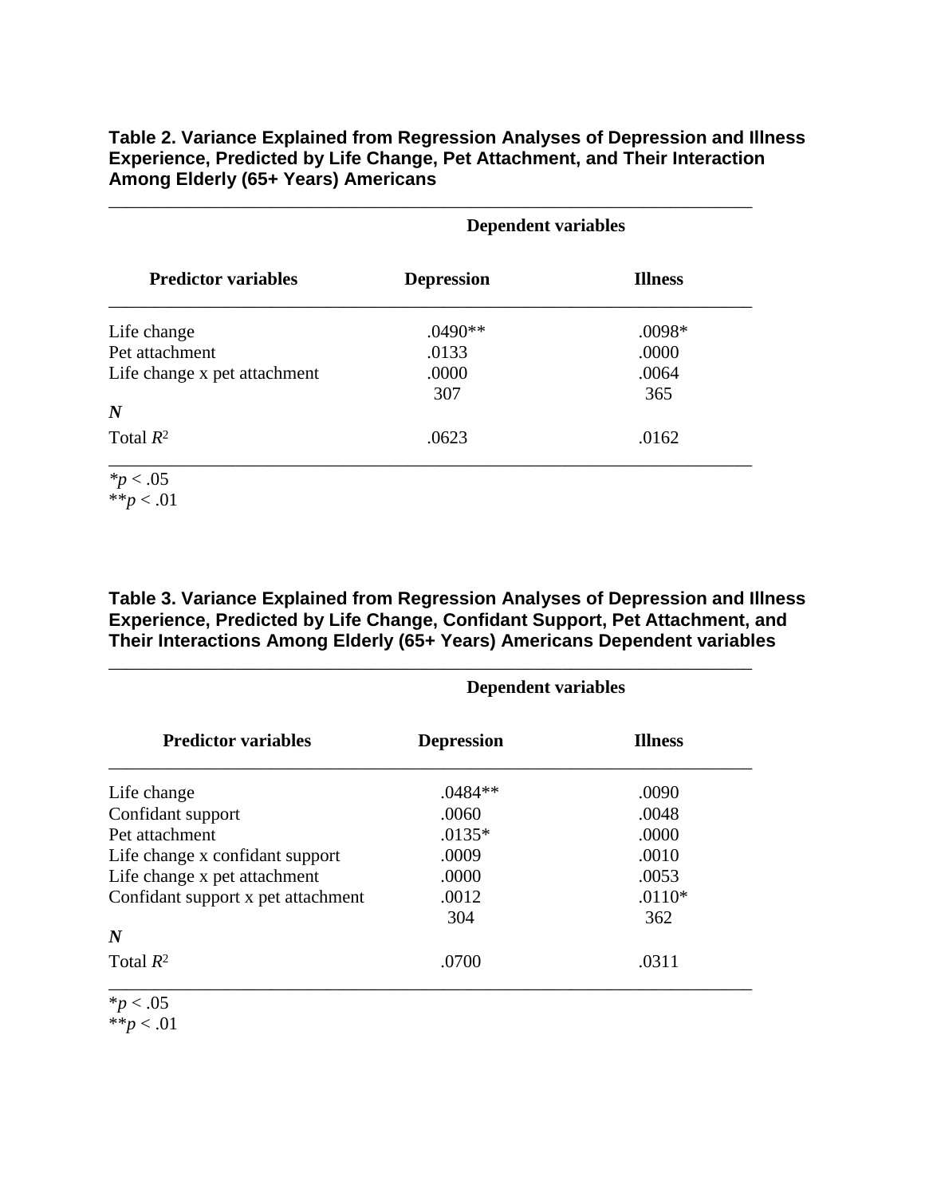**Table 2. Variance Explained from Regression Analyses of Depression and Illness Experience, Predicted by Life Change, Pet Attachment, and Their Interaction Among Elderly (65+ Years) Americans**

| | Dependent variables | |
|---|---|---|
| **Predictor variables** | **Depression** | **Illness** |
| Life change | .0490** | .0098* |
| Pet attachment | .0133 | .0000 |
| Life change x pet attachment | .0000 | .0064 |
| ***N*** | 307 | 365 |
| Total $R^2$ | .0623 | .0162 |

*$p < .05$
**$p < .01$

**Table 3. Variance Explained from Regression Analyses of Depression and Illness Experience, Predicted by Life Change, Confidant Support, Pet Attachment, and Their Interactions Among Elderly (65+ Years) Americans Dependent variables**

| | Dependent variables | |
|---|---|---|
| **Predictor variables** | **Depression** | **Illness** |
| Life change | .0484** | .0090 |
| Confidant support | .0060 | .0048 |
| Pet attachment | .0135* | .0000 |
| Life change x confidant support | .0009 | .0010 |
| Life change x pet attachment | .0000 | .0053 |
| Confidant support x pet attachment | .0012 | .0110* |
| ***N*** | 304 | 362 |
| Total $R^2$ | .0700 | .0311 |

*$p < .05$
**$p < .01$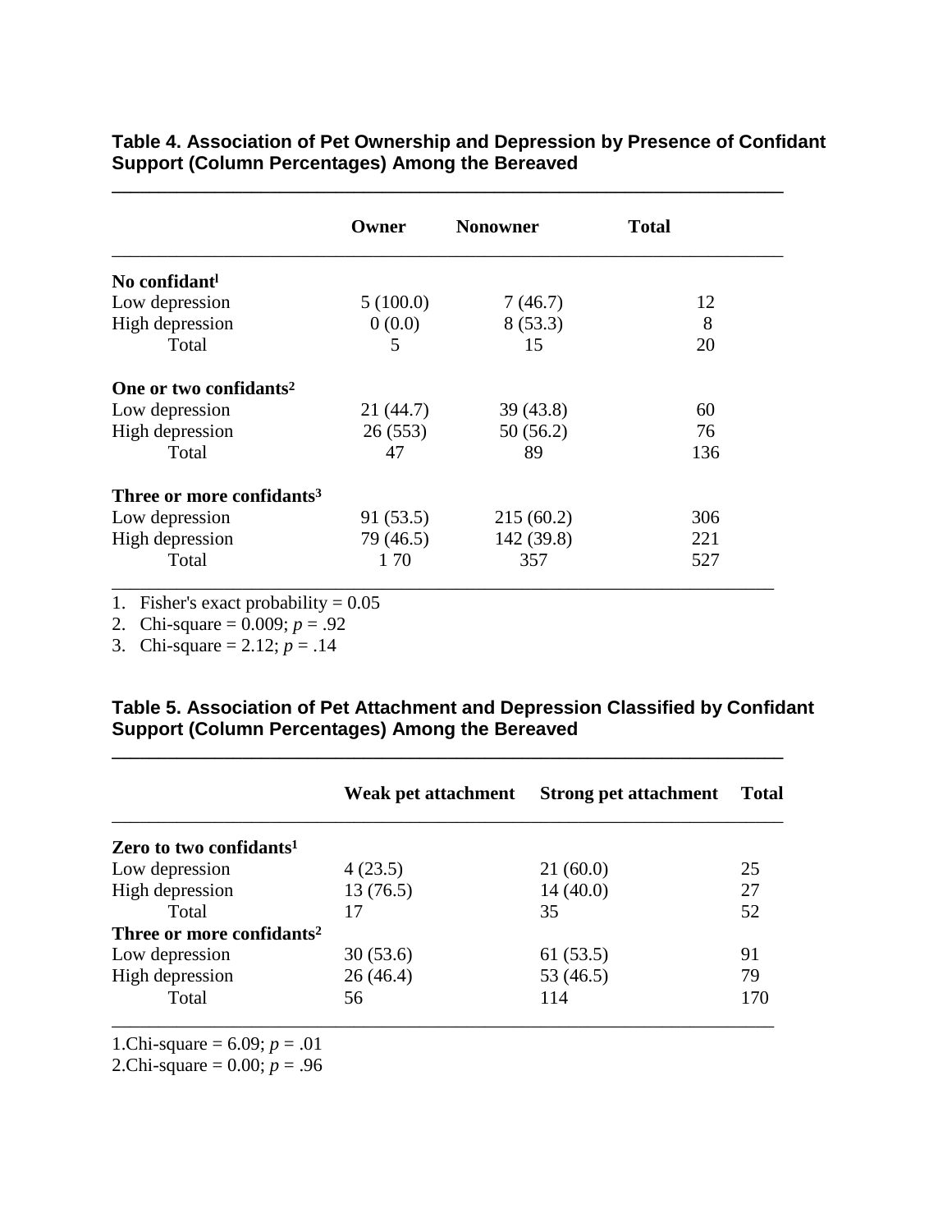**Table 4. Association of Pet Ownership and Depression by Presence of Confidant Support (Column Percentages) Among the Bereaved**

| | Owner | Nonowner | Total |
|---|---|---|---|
| **No confidant**[1] | | | |
| Low depression | 5 (100.0) | 7 (46.7) | 12 |
| High depression | 0 (0.0) | 8 (53.3) | 8 |
| Total | 5 | 15 | 20 |
| **One or two confidants**[2] | | | |
| Low depression | 21 (44.7) | 39 (43.8) | 60 |
| High depression | 26 (553) | 50 (56.2) | 76 |
| Total | 47 | 89 | 136 |
| **Three or more confidants**[3] | | | |
| Low depression | 91 (53.5) | 215 (60.2) | 306 |
| High depression | 79 (46.5) | 142 (39.8) | 221 |
| Total | 1 70 | 357 | 527 |

1. Fisher's exact probability = 0.05
2. Chi-square = 0.009; $p = .92$
3. Chi-square = 2.12; $p = .14$

**Table 5. Association of Pet Attachment and Depression Classified by Confidant Support (Column Percentages) Among the Bereaved**

| | Weak pet attachment | Strong pet attachment | Total |
|---|---|---|---|
| **Zero to two confidants**[1] | | | |
| Low depression | 4 (23.5) | 21 (60.0) | 25 |
| High depression | 13 (76.5) | 14 (40.0) | 27 |
| Total | 17 | 35 | 52 |
| **Three or more confidants**[2] | | | |
| Low depression | 30 (53.6) | 61 (53.5) | 91 |
| High depression | 26 (46.4) | 53 (46.5) | 79 |
| Total | 56 | 114 | 170 |

1.Chi-square = 6.09; $p = .01$
2.Chi-square = 0.00; $p = .96$